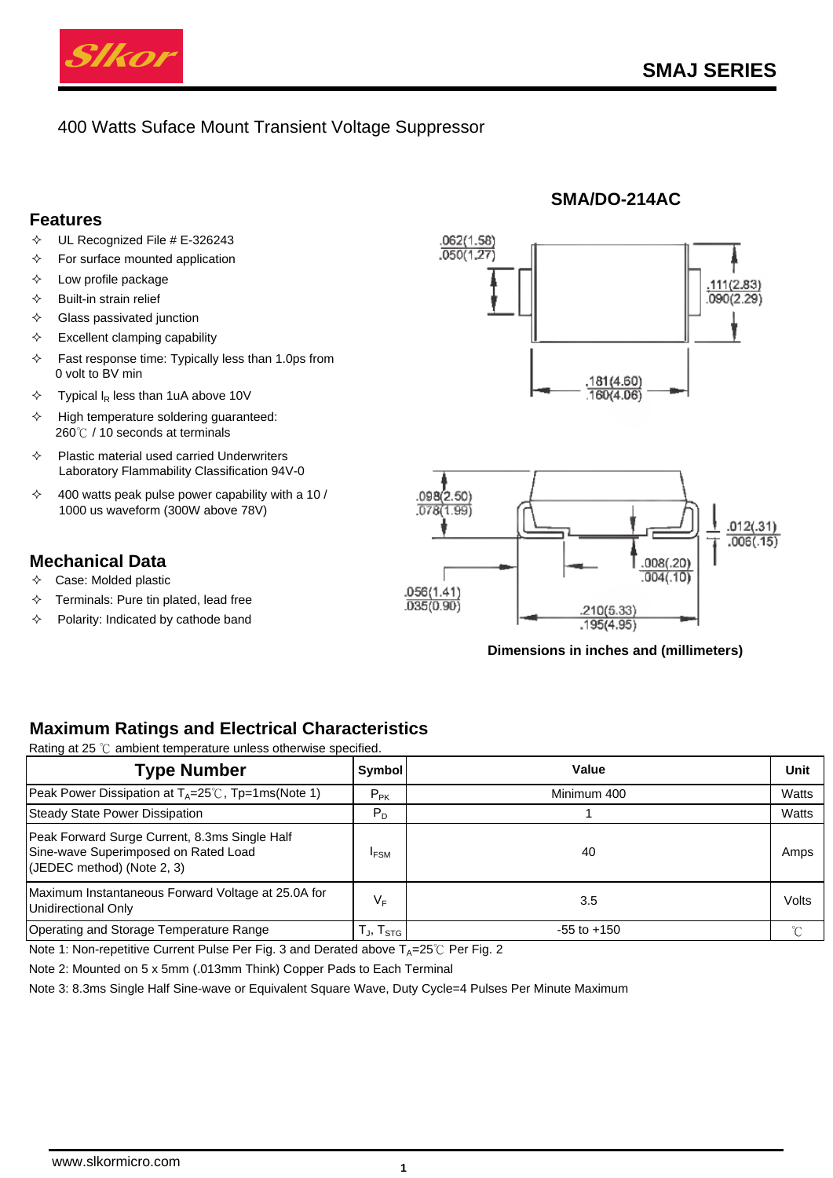# SMAJ SERIES

400 Watts Suface Mount Transient Voltage Suppressor

## Features

- UL Recognized File # E-326243
- For surface mounted application
- Low profile package
- Built-in strain relief
- Glass passivated junction
- Excellent clamping capability
- Fast response time: Typically less than 1.0ps from 0 volt to BV min
- Typical $I_R$ less than 1uA above 10V
- High temperature soldering guaranteed: 260℃ / 10 seconds at terminals
- Plastic material used carried Underwriters Laboratory Flammability Classification 94V-0
- 400 watts peak pulse power capability with a 10 / 1000 us waveform (300W above 78V)

## Mechanical Data

- Case: Molded plastic
- Terminals: Pure tin plated, lead free
- Polarity: Indicated by cathode band

**SMA/DO-214AC**

.062(1.58) .050(1.27)
.111(2.83) .090(2.29)
.181(4.60) .160(4.06)
.098(2.50) .078(1.99)
.012(.31) .006(.15)
.008(.20) .004(.10)
.056(1.41) .035(0.90)
.210(5.33) .195(4.95)

**Dimensions in inches and (millimeters)**

## Maximum Ratings and Electrical Characteristics

Rating at 25 ℃ ambient temperature unless otherwise specified.

| Type Number | Symbol | Value | Unit |
|---|---|---|---|
| Peak Power Dissipation at $T_A$=25℃, Tp=1ms(Note 1) | $P_{PK}$ | Minimum 400 | Watts |
| Steady State Power Dissipation | $P_D$ | 1 | Watts |
| Peak Forward Surge Current, 8.3ms Single Half Sine-wave Superimposed on Rated Load (JEDEC method) (Note 2, 3) | $I_{FSM}$ | 40 | Amps |
| Maximum Instantaneous Forward Voltage at 25.0A for Unidirectional Only | $V_F$ | 3.5 | Volts |
| Operating and Storage Temperature Range | $T_J$, $T_{STG}$ | -55 to +150 | ℃ |

Note 1: Non-repetitive Current Pulse Per Fig. 3 and Derated above $T_A$=25℃ Per Fig. 2

Note 2: Mounted on 5 x 5mm (.013mm Think) Copper Pads to Each Terminal

Note 3: 8.3ms Single Half Sine-wave or Equivalent Square Wave, Duty Cycle=4 Pulses Per Minute Maximum

www.slkormicro.com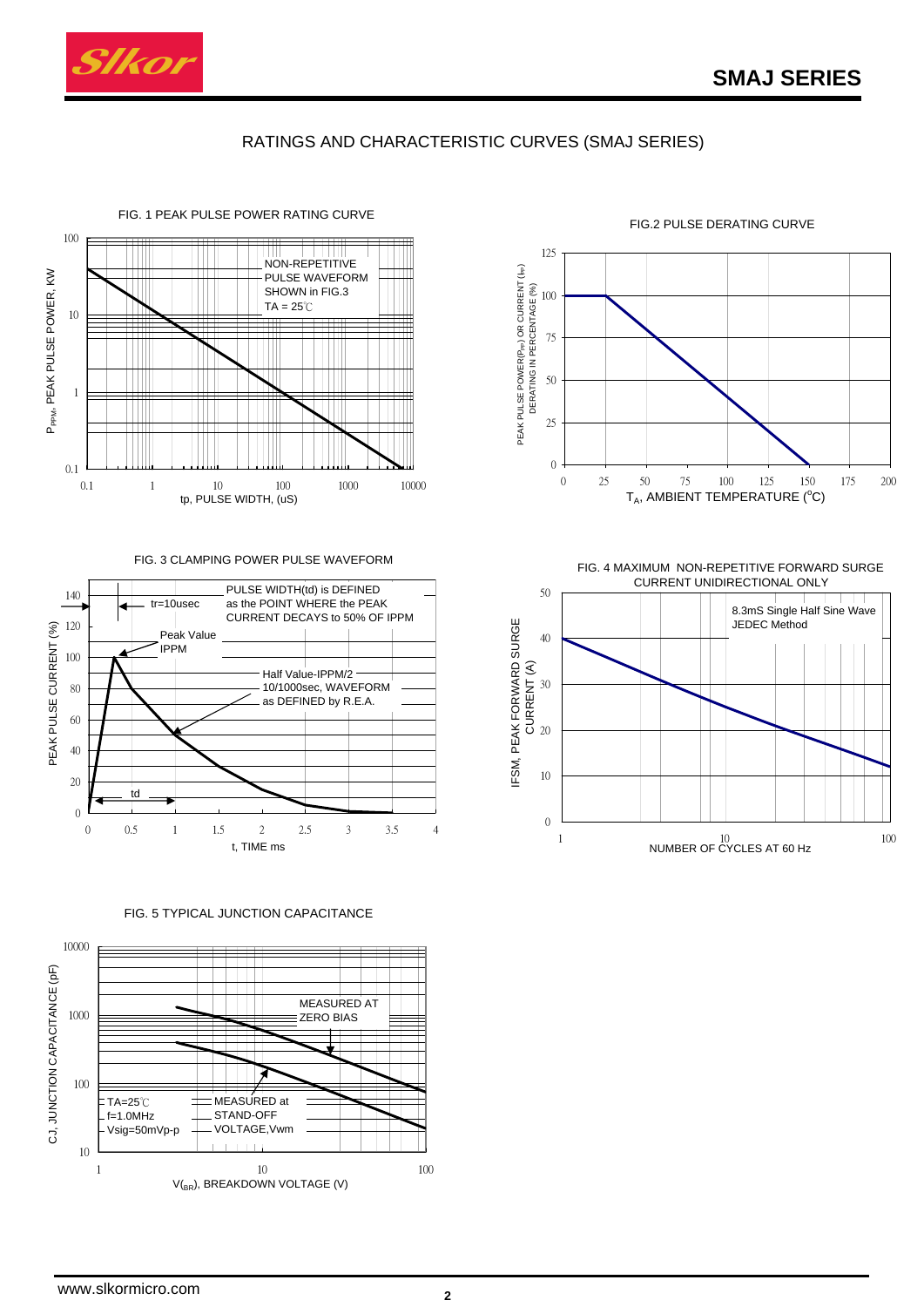# RATINGS AND CHARACTERISTIC CURVES (SMAJ SERIES)

FIG. 1 PEAK PULSE POWER RATING CURVE

$P_{PPM}$, PEAK PULSE POWER, KW

NON-REPETITIVE PULSE WAVEFORM SHOWN in FIG.3 TA = 25℃

tp, PULSE WIDTH, (uS)

FIG.2 PULSE DERATING CURVE

PEAK PULSE POWER($P_{PP}$) OR CURRENT ($I_{PP}$) DERATING IN PERCENTAGE (%)

$T_A$, AMBIENT TEMPERATURE (°C)

FIG. 3 CLAMPING POWER PULSE WAVEFORM

PEAK PULSE CURRENT (%)

tr=10usec

PULSE WIDTH(td) is DEFINED as the POINT WHERE the PEAK CURRENT DECAYS to 50% OF IPPM

Peak Value IPPM

Half Value-IPPM/2 10/1000sec, WAVEFORM as DEFINED by R.E.A.

td

t, TIME ms

FIG. 4 MAXIMUM NON-REPETITIVE FORWARD SURGE CURRENT UNIDIRECTIONAL ONLY

IFSM, PEAK FORWARD SURGE CURRENT (A)

8.3mS Single Half Sine Wave JEDEC Method

NUMBER OF CYCLES AT 60 Hz

FIG. 5 TYPICAL JUNCTION CAPACITANCE

CJ, JUNCTION CAPACITANCE (pF)

MEASURED AT ZERO BIAS

MEASURED at STAND-OFF VOLTAGE,Vwm

TA=25℃
f=1.0MHz
Vsig=50mVp-p

$V_{(BR)}$, BREAKDOWN VOLTAGE (V)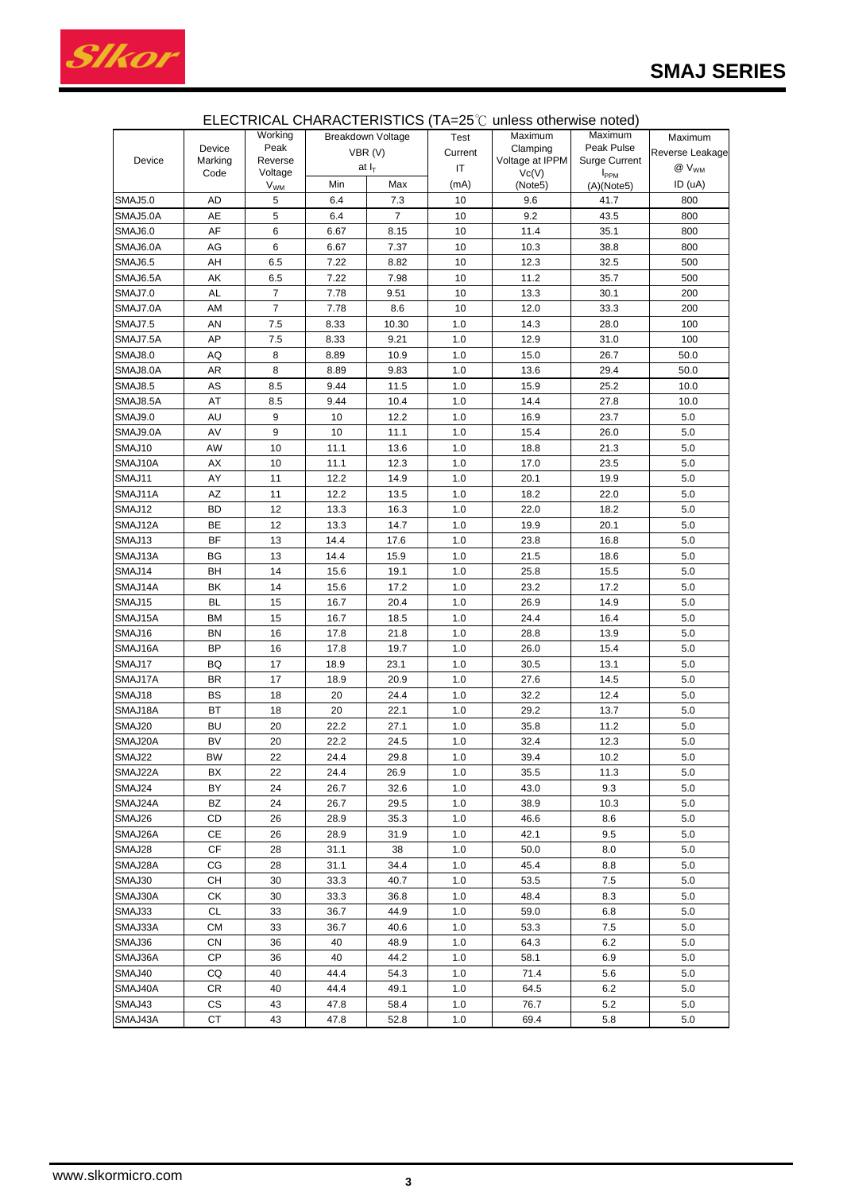# SMAJ SERIES

ELECTRICAL CHARACTERISTICS (TA=25℃ unless otherwise noted)

| Device | Device Marking Code | Working Peak Reverse Voltage $V_{WM}$ | Breakdown Voltage VBR (V) at $I_T$ | | Test Current IT (mA) | Maximum Clamping Voltage at IPPM Vc(V) (Note5) | Maximum Peak Pulse Surge Current $I_{PPM}$ (A)(Note5) | Maximum Reverse Leakage @ $V_{WM}$ ID (uA) |
|---|---|---|---|---|---|---|---|---|
| | | | Min | Max | | | | |
| SMAJ5.0 | AD | 5 | 6.4 | 7.3 | 10 | 9.6 | 41.7 | 800 |
| SMAJ5.0A | AE | 5 | 6.4 | 7 | 10 | 9.2 | 43.5 | 800 |
| SMAJ6.0 | AF | 6 | 6.67 | 8.15 | 10 | 11.4 | 35.1 | 800 |
| SMAJ6.0A | AG | 6 | 6.67 | 7.37 | 10 | 10.3 | 38.8 | 800 |
| SMAJ6.5 | AH | 6.5 | 7.22 | 8.82 | 10 | 12.3 | 32.5 | 500 |
| SMAJ6.5A | AK | 6.5 | 7.22 | 7.98 | 10 | 11.2 | 35.7 | 500 |
| SMAJ7.0 | AL | 7 | 7.78 | 9.51 | 10 | 13.3 | 30.1 | 200 |
| SMAJ7.0A | AM | 7 | 7.78 | 8.6 | 10 | 12.0 | 33.3 | 200 |
| SMAJ7.5 | AN | 7.5 | 8.33 | 10.30 | 1.0 | 14.3 | 28.0 | 100 |
| SMAJ7.5A | AP | 7.5 | 8.33 | 9.21 | 1.0 | 12.9 | 31.0 | 100 |
| SMAJ8.0 | AQ | 8 | 8.89 | 10.9 | 1.0 | 15.0 | 26.7 | 50.0 |
| SMAJ8.0A | AR | 8 | 8.89 | 9.83 | 1.0 | 13.6 | 29.4 | 50.0 |
| SMAJ8.5 | AS | 8.5 | 9.44 | 11.5 | 1.0 | 15.9 | 25.2 | 10.0 |
| SMAJ8.5A | AT | 8.5 | 9.44 | 10.4 | 1.0 | 14.4 | 27.8 | 10.0 |
| SMAJ9.0 | AU | 9 | 10 | 12.2 | 1.0 | 16.9 | 23.7 | 5.0 |
| SMAJ9.0A | AV | 9 | 10 | 11.1 | 1.0 | 15.4 | 26.0 | 5.0 |
| SMAJ10 | AW | 10 | 11.1 | 13.6 | 1.0 | 18.8 | 21.3 | 5.0 |
| SMAJ10A | AX | 10 | 11.1 | 12.3 | 1.0 | 17.0 | 23.5 | 5.0 |
| SMAJ11 | AY | 11 | 12.2 | 14.9 | 1.0 | 20.1 | 19.9 | 5.0 |
| SMAJ11A | AZ | 11 | 12.2 | 13.5 | 1.0 | 18.2 | 22.0 | 5.0 |
| SMAJ12 | BD | 12 | 13.3 | 16.3 | 1.0 | 22.0 | 18.2 | 5.0 |
| SMAJ12A | BE | 12 | 13.3 | 14.7 | 1.0 | 19.9 | 20.1 | 5.0 |
| SMAJ13 | BF | 13 | 14.4 | 17.6 | 1.0 | 23.8 | 16.8 | 5.0 |
| SMAJ13A | BG | 13 | 14.4 | 15.9 | 1.0 | 21.5 | 18.6 | 5.0 |
| SMAJ14 | BH | 14 | 15.6 | 19.1 | 1.0 | 25.8 | 15.5 | 5.0 |
| SMAJ14A | BK | 14 | 15.6 | 17.2 | 1.0 | 23.2 | 17.2 | 5.0 |
| SMAJ15 | BL | 15 | 16.7 | 20.4 | 1.0 | 26.9 | 14.9 | 5.0 |
| SMAJ15A | BM | 15 | 16.7 | 18.5 | 1.0 | 24.4 | 16.4 | 5.0 |
| SMAJ16 | BN | 16 | 17.8 | 21.8 | 1.0 | 28.8 | 13.9 | 5.0 |
| SMAJ16A | BP | 16 | 17.8 | 19.7 | 1.0 | 26.0 | 15.4 | 5.0 |
| SMAJ17 | BQ | 17 | 18.9 | 23.1 | 1.0 | 30.5 | 13.1 | 5.0 |
| SMAJ17A | BR | 17 | 18.9 | 20.9 | 1.0 | 27.6 | 14.5 | 5.0 |
| SMAJ18 | BS | 18 | 20 | 24.4 | 1.0 | 32.2 | 12.4 | 5.0 |
| SMAJ18A | BT | 18 | 20 | 22.1 | 1.0 | 29.2 | 13.7 | 5.0 |
| SMAJ20 | BU | 20 | 22.2 | 27.1 | 1.0 | 35.8 | 11.2 | 5.0 |
| SMAJ20A | BV | 20 | 22.2 | 24.5 | 1.0 | 32.4 | 12.3 | 5.0 |
| SMAJ22 | BW | 22 | 24.4 | 29.8 | 1.0 | 39.4 | 10.2 | 5.0 |
| SMAJ22A | BX | 22 | 24.4 | 26.9 | 1.0 | 35.5 | 11.3 | 5.0 |
| SMAJ24 | BY | 24 | 26.7 | 32.6 | 1.0 | 43.0 | 9.3 | 5.0 |
| SMAJ24A | BZ | 24 | 26.7 | 29.5 | 1.0 | 38.9 | 10.3 | 5.0 |
| SMAJ26 | CD | 26 | 28.9 | 35.3 | 1.0 | 46.6 | 8.6 | 5.0 |
| SMAJ26A | CE | 26 | 28.9 | 31.9 | 1.0 | 42.1 | 9.5 | 5.0 |
| SMAJ28 | CF | 28 | 31.1 | 38 | 1.0 | 50.0 | 8.0 | 5.0 |
| SMAJ28A | CG | 28 | 31.1 | 34.4 | 1.0 | 45.4 | 8.8 | 5.0 |
| SMAJ30 | CH | 30 | 33.3 | 40.7 | 1.0 | 53.5 | 7.5 | 5.0 |
| SMAJ30A | CK | 30 | 33.3 | 36.8 | 1.0 | 48.4 | 8.3 | 5.0 |
| SMAJ33 | CL | 33 | 36.7 | 44.9 | 1.0 | 59.0 | 6.8 | 5.0 |
| SMAJ33A | CM | 33 | 36.7 | 40.6 | 1.0 | 53.3 | 7.5 | 5.0 |
| SMAJ36 | CN | 36 | 40 | 48.9 | 1.0 | 64.3 | 6.2 | 5.0 |
| SMAJ36A | CP | 36 | 40 | 44.2 | 1.0 | 58.1 | 6.9 | 5.0 |
| SMAJ40 | CQ | 40 | 44.4 | 54.3 | 1.0 | 71.4 | 5.6 | 5.0 |
| SMAJ40A | CR | 40 | 44.4 | 49.1 | 1.0 | 64.5 | 6.2 | 5.0 |
| SMAJ43 | CS | 43 | 47.8 | 58.4 | 1.0 | 76.7 | 5.2 | 5.0 |
| SMAJ43A | CT | 43 | 47.8 | 52.8 | 1.0 | 69.4 | 5.8 | 5.0 |

www.slkormicro.com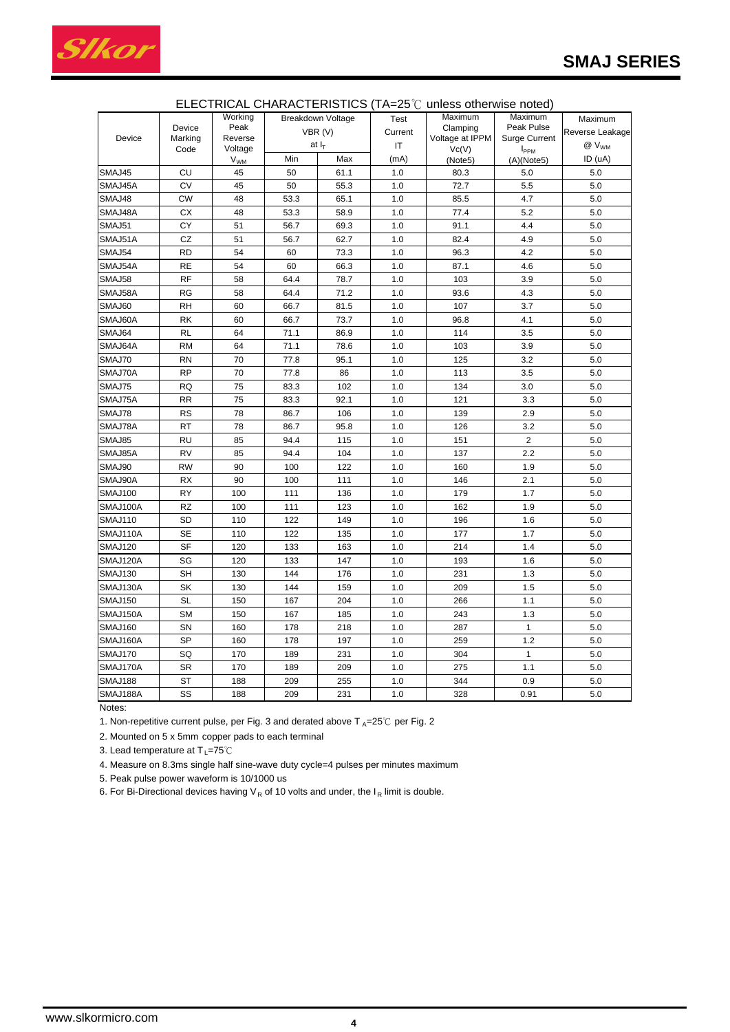ELECTRICAL CHARACTERISTICS (TA=25℃ unless otherwise noted)

| Device | Device Marking Code | Working Peak Reverse Voltage $V_{WM}$ | Breakdown Voltage VBR (V) at $I_T$ | | Test Current IT (mA) | Maximum Clamping Voltage at IPPM Vc(V) (Note5) | Maximum Peak Pulse Surge Current $I_{PPM}$ (A)(Note5) | Maximum Reverse Leakage @ $V_{WM}$ ID (uA) |
|---|---|---|---|---|---|---|---|---|
| | | | Min | Max | | | | |
| SMAJ45 | CU | 45 | 50 | 61.1 | 1.0 | 80.3 | 5.0 | 5.0 |
| SMAJ45A | CV | 45 | 50 | 55.3 | 1.0 | 72.7 | 5.5 | 5.0 |
| SMAJ48 | CW | 48 | 53.3 | 65.1 | 1.0 | 85.5 | 4.7 | 5.0 |
| SMAJ48A | CX | 48 | 53.3 | 58.9 | 1.0 | 77.4 | 5.2 | 5.0 |
| SMAJ51 | CY | 51 | 56.7 | 69.3 | 1.0 | 91.1 | 4.4 | 5.0 |
| SMAJ51A | CZ | 51 | 56.7 | 62.7 | 1.0 | 82.4 | 4.9 | 5.0 |
| SMAJ54 | RD | 54 | 60 | 73.3 | 1.0 | 96.3 | 4.2 | 5.0 |
| SMAJ54A | RE | 54 | 60 | 66.3 | 1.0 | 87.1 | 4.6 | 5.0 |
| SMAJ58 | RF | 58 | 64.4 | 78.7 | 1.0 | 103 | 3.9 | 5.0 |
| SMAJ58A | RG | 58 | 64.4 | 71.2 | 1.0 | 93.6 | 4.3 | 5.0 |
| SMAJ60 | RH | 60 | 66.7 | 81.5 | 1.0 | 107 | 3.7 | 5.0 |
| SMAJ60A | RK | 60 | 66.7 | 73.7 | 1.0 | 96.8 | 4.1 | 5.0 |
| SMAJ64 | RL | 64 | 71.1 | 86.9 | 1.0 | 114 | 3.5 | 5.0 |
| SMAJ64A | RM | 64 | 71.1 | 78.6 | 1.0 | 103 | 3.9 | 5.0 |
| SMAJ70 | RN | 70 | 77.8 | 95.1 | 1.0 | 125 | 3.2 | 5.0 |
| SMAJ70A | RP | 70 | 77.8 | 86 | 1.0 | 113 | 3.5 | 5.0 |
| SMAJ75 | RQ | 75 | 83.3 | 102 | 1.0 | 134 | 3.0 | 5.0 |
| SMAJ75A | RR | 75 | 83.3 | 92.1 | 1.0 | 121 | 3.3 | 5.0 |
| SMAJ78 | RS | 78 | 86.7 | 106 | 1.0 | 139 | 2.9 | 5.0 |
| SMAJ78A | RT | 78 | 86.7 | 95.8 | 1.0 | 126 | 3.2 | 5.0 |
| SMAJ85 | RU | 85 | 94.4 | 115 | 1.0 | 151 | 2 | 5.0 |
| SMAJ85A | RV | 85 | 94.4 | 104 | 1.0 | 137 | 2.2 | 5.0 |
| SMAJ90 | RW | 90 | 100 | 122 | 1.0 | 160 | 1.9 | 5.0 |
| SMAJ90A | RX | 90 | 100 | 111 | 1.0 | 146 | 2.1 | 5.0 |
| SMAJ100 | RY | 100 | 111 | 136 | 1.0 | 179 | 1.7 | 5.0 |
| SMAJ100A | RZ | 100 | 111 | 123 | 1.0 | 162 | 1.9 | 5.0 |
| SMAJ110 | SD | 110 | 122 | 149 | 1.0 | 196 | 1.6 | 5.0 |
| SMAJ110A | SE | 110 | 122 | 135 | 1.0 | 177 | 1.7 | 5.0 |
| SMAJ120 | SF | 120 | 133 | 163 | 1.0 | 214 | 1.4 | 5.0 |
| SMAJ120A | SG | 120 | 133 | 147 | 1.0 | 193 | 1.6 | 5.0 |
| SMAJ130 | SH | 130 | 144 | 176 | 1.0 | 231 | 1.3 | 5.0 |
| SMAJ130A | SK | 130 | 144 | 159 | 1.0 | 209 | 1.5 | 5.0 |
| SMAJ150 | SL | 150 | 167 | 204 | 1.0 | 266 | 1.1 | 5.0 |
| SMAJ150A | SM | 150 | 167 | 185 | 1.0 | 243 | 1.3 | 5.0 |
| SMAJ160 | SN | 160 | 178 | 218 | 1.0 | 287 | 1 | 5.0 |
| SMAJ160A | SP | 160 | 178 | 197 | 1.0 | 259 | 1.2 | 5.0 |
| SMAJ170 | SQ | 170 | 189 | 231 | 1.0 | 304 | 1 | 5.0 |
| SMAJ170A | SR | 170 | 189 | 209 | 1.0 | 275 | 1.1 | 5.0 |
| SMAJ188 | ST | 188 | 209 | 255 | 1.0 | 344 | 0.9 | 5.0 |
| SMAJ188A | SS | 188 | 209 | 231 | 1.0 | 328 | 0.91 | 5.0 |

Notes:

1. Non-repetitive current pulse, per Fig. 3 and derated above $T_A$=25℃ per Fig. 2
2. Mounted on 5 x 5mm copper pads to each terminal
3. Lead temperature at $T_L$=75℃
4. Measure on 8.3ms single half sine-wave duty cycle=4 pulses per minutes maximum
5. Peak pulse power waveform is 10/1000 us
6. For Bi-Directional devices having $V_R$ of 10 volts and under, the $I_R$ limit is double.